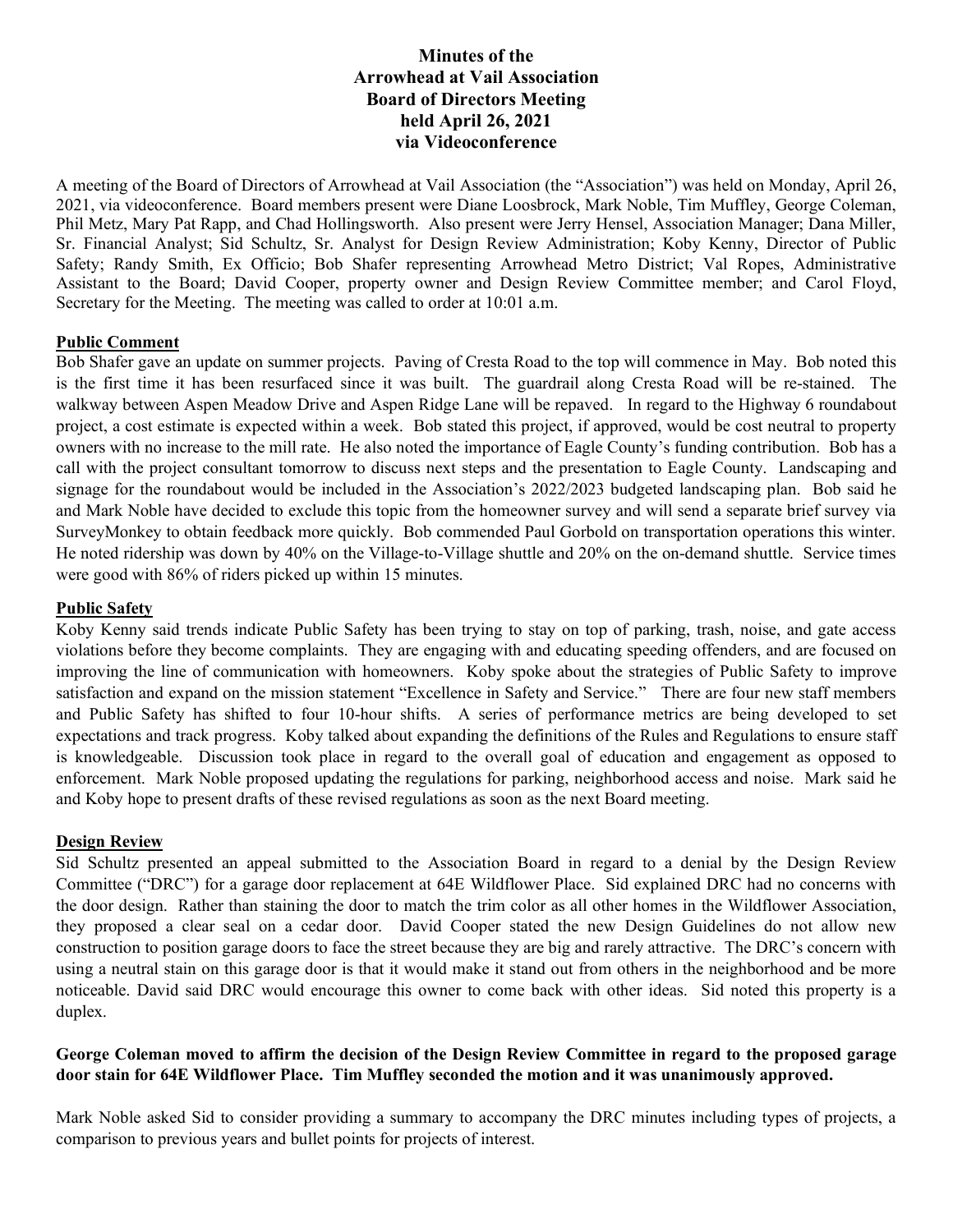# Minutes of the Arrowhead at Vail Association Board of Directors Meeting held April 26, 2021 via Videoconference

A meeting of the Board of Directors of Arrowhead at Vail Association (the "Association") was held on Monday, April 26, 2021, via videoconference. Board members present were Diane Loosbrock, Mark Noble, Tim Muffley, George Coleman, Phil Metz, Mary Pat Rapp, and Chad Hollingsworth. Also present were Jerry Hensel, Association Manager; Dana Miller, Sr. Financial Analyst; Sid Schultz, Sr. Analyst for Design Review Administration; Koby Kenny, Director of Public Safety; Randy Smith, Ex Officio; Bob Shafer representing Arrowhead Metro District; Val Ropes, Administrative Assistant to the Board; David Cooper, property owner and Design Review Committee member; and Carol Floyd, Secretary for the Meeting. The meeting was called to order at 10:01 a.m.

## Public Comment

Bob Shafer gave an update on summer projects. Paving of Cresta Road to the top will commence in May. Bob noted this is the first time it has been resurfaced since it was built. The guardrail along Cresta Road will be re-stained. The walkway between Aspen Meadow Drive and Aspen Ridge Lane will be repaved. In regard to the Highway 6 roundabout project, a cost estimate is expected within a week. Bob stated this project, if approved, would be cost neutral to property owners with no increase to the mill rate. He also noted the importance of Eagle County's funding contribution. Bob has a call with the project consultant tomorrow to discuss next steps and the presentation to Eagle County. Landscaping and signage for the roundabout would be included in the Association's 2022/2023 budgeted landscaping plan. Bob said he and Mark Noble have decided to exclude this topic from the homeowner survey and will send a separate brief survey via SurveyMonkey to obtain feedback more quickly. Bob commended Paul Gorbold on transportation operations this winter. He noted ridership was down by 40% on the Village-to-Village shuttle and 20% on the on-demand shuttle. Service times were good with 86% of riders picked up within 15 minutes.

## Public Safety

Koby Kenny said trends indicate Public Safety has been trying to stay on top of parking, trash, noise, and gate access violations before they become complaints. They are engaging with and educating speeding offenders, and are focused on improving the line of communication with homeowners. Koby spoke about the strategies of Public Safety to improve satisfaction and expand on the mission statement "Excellence in Safety and Service." There are four new staff members and Public Safety has shifted to four 10-hour shifts. A series of performance metrics are being developed to set expectations and track progress. Koby talked about expanding the definitions of the Rules and Regulations to ensure staff is knowledgeable. Discussion took place in regard to the overall goal of education and engagement as opposed to enforcement. Mark Noble proposed updating the regulations for parking, neighborhood access and noise. Mark said he and Koby hope to present drafts of these revised regulations as soon as the next Board meeting.

## Design Review

Sid Schultz presented an appeal submitted to the Association Board in regard to a denial by the Design Review Committee ("DRC") for a garage door replacement at 64E Wildflower Place. Sid explained DRC had no concerns with the door design. Rather than staining the door to match the trim color as all other homes in the Wildflower Association, they proposed a clear seal on a cedar door. David Cooper stated the new Design Guidelines do not allow new construction to position garage doors to face the street because they are big and rarely attractive. The DRC's concern with using a neutral stain on this garage door is that it would make it stand out from others in the neighborhood and be more noticeable. David said DRC would encourage this owner to come back with other ideas. Sid noted this property is a duplex.

**George Coleman moved to affirm the decision of the Design Review Committee in regard to the proposed garage door stain for 64E Wildflower Place. Tim Muffley seconded the motion and it was unanimously approved.**

Mark Noble asked Sid to consider providing a summary to accompany the DRC minutes including types of projects, a comparison to previous years and bullet points for projects of interest.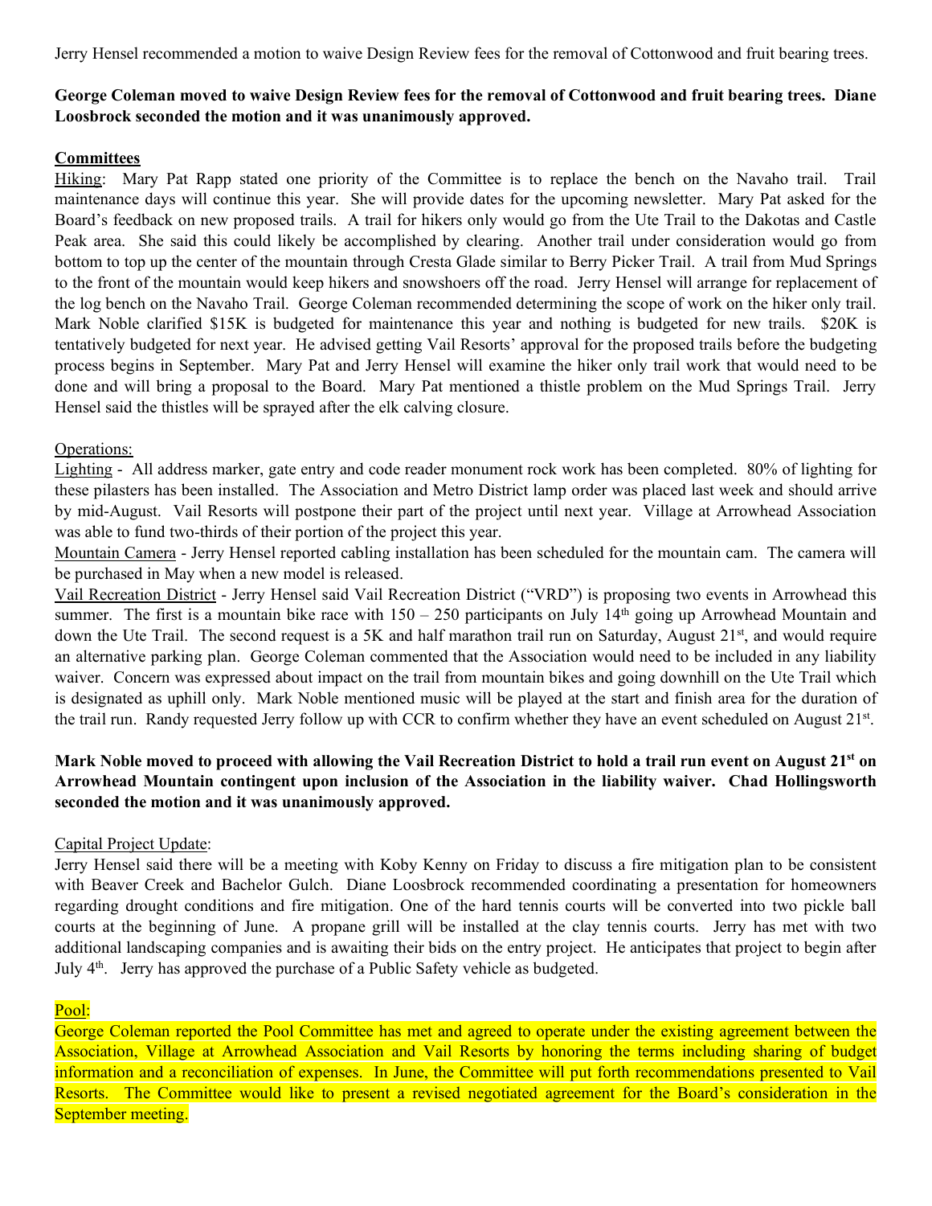Jerry Hensel recommended a motion to waive Design Review fees for the removal of Cottonwood and fruit bearing trees.

**George Coleman moved to waive Design Review fees for the removal of Cottonwood and fruit bearing trees. Diane Loosbrock seconded the motion and it was unanimously approved.**

**Committees**

Hiking: Mary Pat Rapp stated one priority of the Committee is to replace the bench on the Navaho trail. Trail maintenance days will continue this year. She will provide dates for the upcoming newsletter. Mary Pat asked for the Board's feedback on new proposed trails. A trail for hikers only would go from the Ute Trail to the Dakotas and Castle Peak area. She said this could likely be accomplished by clearing. Another trail under consideration would go from bottom to top up the center of the mountain through Cresta Glade similar to Berry Picker Trail. A trail from Mud Springs to the front of the mountain would keep hikers and snowshoers off the road. Jerry Hensel will arrange for replacement of the log bench on the Navaho Trail. George Coleman recommended determining the scope of work on the hiker only trail. Mark Noble clarified $15K is budgeted for maintenance this year and nothing is budgeted for new trails. $20K is tentatively budgeted for next year. He advised getting Vail Resorts' approval for the proposed trails before the budgeting process begins in September. Mary Pat and Jerry Hensel will examine the hiker only trail work that would need to be done and will bring a proposal to the Board. Mary Pat mentioned a thistle problem on the Mud Springs Trail. Jerry Hensel said the thistles will be sprayed after the elk calving closure.

Operations:

Lighting - All address marker, gate entry and code reader monument rock work has been completed. 80% of lighting for these pilasters has been installed. The Association and Metro District lamp order was placed last week and should arrive by mid-August. Vail Resorts will postpone their part of the project until next year. Village at Arrowhead Association was able to fund two-thirds of their portion of the project this year.

Mountain Camera - Jerry Hensel reported cabling installation has been scheduled for the mountain cam. The camera will be purchased in May when a new model is released.

Vail Recreation District - Jerry Hensel said Vail Recreation District ("VRD") is proposing two events in Arrowhead this summer. The first is a mountain bike race with 150 – 250 participants on July 14th going up Arrowhead Mountain and down the Ute Trail. The second request is a 5K and half marathon trail run on Saturday, August 21st, and would require an alternative parking plan. George Coleman commented that the Association would need to be included in any liability waiver. Concern was expressed about impact on the trail from mountain bikes and going downhill on the Ute Trail which is designated as uphill only. Mark Noble mentioned music will be played at the start and finish area for the duration of the trail run. Randy requested Jerry follow up with CCR to confirm whether they have an event scheduled on August 21st.

**Mark Noble moved to proceed with allowing the Vail Recreation District to hold a trail run event on August 21st on Arrowhead Mountain contingent upon inclusion of the Association in the liability waiver. Chad Hollingsworth seconded the motion and it was unanimously approved.**

Capital Project Update:

Jerry Hensel said there will be a meeting with Koby Kenny on Friday to discuss a fire mitigation plan to be consistent with Beaver Creek and Bachelor Gulch. Diane Loosbrock recommended coordinating a presentation for homeowners regarding drought conditions and fire mitigation. One of the hard tennis courts will be converted into two pickle ball courts at the beginning of June. A propane grill will be installed at the clay tennis courts. Jerry has met with two additional landscaping companies and is awaiting their bids on the entry project. He anticipates that project to begin after July 4th. Jerry has approved the purchase of a Public Safety vehicle as budgeted.

Pool:

George Coleman reported the Pool Committee has met and agreed to operate under the existing agreement between the Association, Village at Arrowhead Association and Vail Resorts by honoring the terms including sharing of budget information and a reconciliation of expenses. In June, the Committee will put forth recommendations presented to Vail Resorts. The Committee would like to present a revised negotiated agreement for the Board's consideration in the September meeting.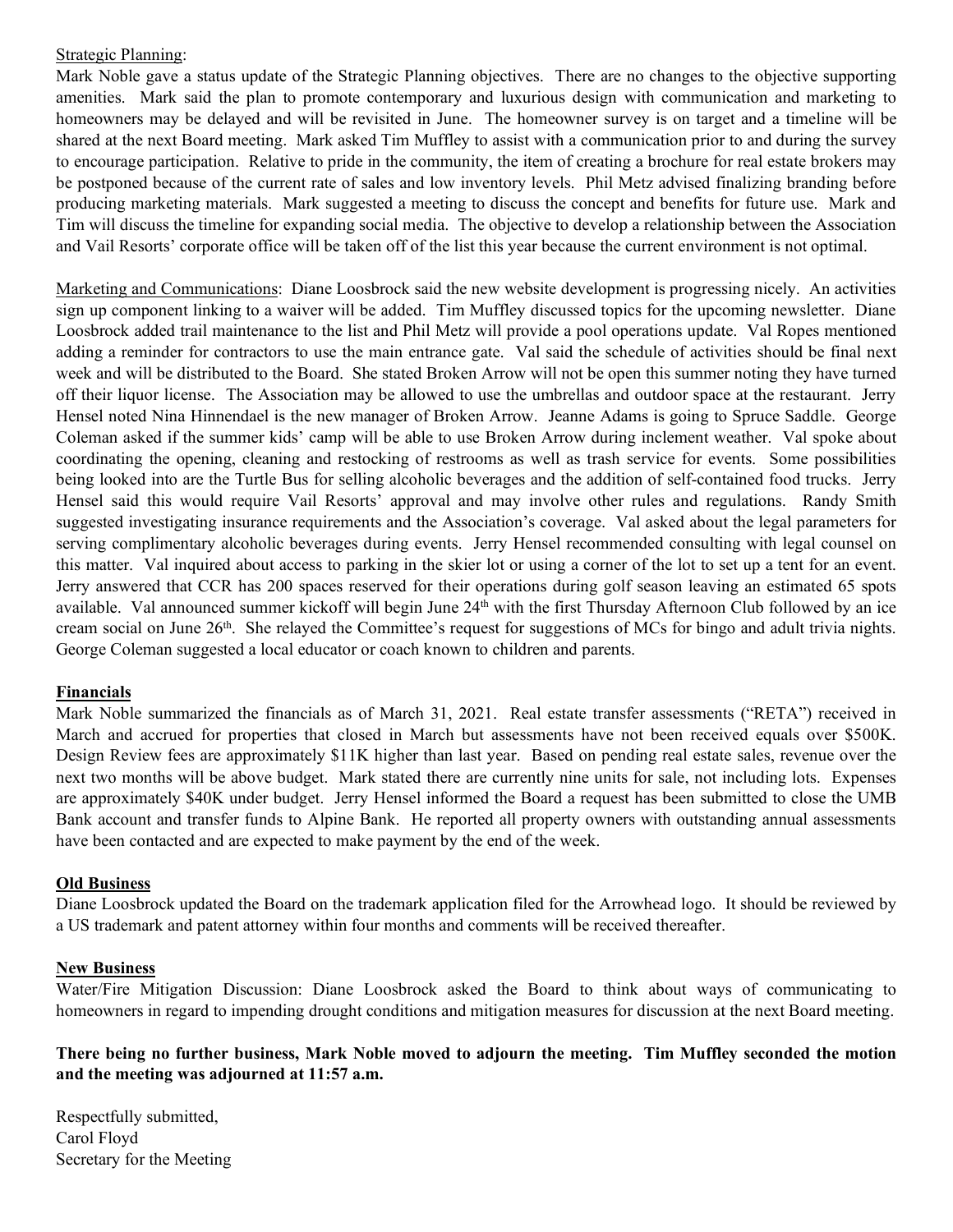Strategic Planning:
Mark Noble gave a status update of the Strategic Planning objectives. There are no changes to the objective supporting amenities. Mark said the plan to promote contemporary and luxurious design with communication and marketing to homeowners may be delayed and will be revisited in June. The homeowner survey is on target and a timeline will be shared at the next Board meeting. Mark asked Tim Muffley to assist with a communication prior to and during the survey to encourage participation. Relative to pride in the community, the item of creating a brochure for real estate brokers may be postponed because of the current rate of sales and low inventory levels. Phil Metz advised finalizing branding before producing marketing materials. Mark suggested a meeting to discuss the concept and benefits for future use. Mark and Tim will discuss the timeline for expanding social media. The objective to develop a relationship between the Association and Vail Resorts' corporate office will be taken off of the list this year because the current environment is not optimal.

Marketing and Communications: Diane Loosbrock said the new website development is progressing nicely. An activities sign up component linking to a waiver will be added. Tim Muffley discussed topics for the upcoming newsletter. Diane Loosbrock added trail maintenance to the list and Phil Metz will provide a pool operations update. Val Ropes mentioned adding a reminder for contractors to use the main entrance gate. Val said the schedule of activities should be final next week and will be distributed to the Board. She stated Broken Arrow will not be open this summer noting they have turned off their liquor license. The Association may be allowed to use the umbrellas and outdoor space at the restaurant. Jerry Hensel noted Nina Hinnendael is the new manager of Broken Arrow. Jeanne Adams is going to Spruce Saddle. George Coleman asked if the summer kids' camp will be able to use Broken Arrow during inclement weather. Val spoke about coordinating the opening, cleaning and restocking of restrooms as well as trash service for events. Some possibilities being looked into are the Turtle Bus for selling alcoholic beverages and the addition of self-contained food trucks. Jerry Hensel said this would require Vail Resorts' approval and may involve other rules and regulations. Randy Smith suggested investigating insurance requirements and the Association's coverage. Val asked about the legal parameters for serving complimentary alcoholic beverages during events. Jerry Hensel recommended consulting with legal counsel on this matter. Val inquired about access to parking in the skier lot or using a corner of the lot to set up a tent for an event. Jerry answered that CCR has 200 spaces reserved for their operations during golf season leaving an estimated 65 spots available. Val announced summer kickoff will begin June 24th with the first Thursday Afternoon Club followed by an ice cream social on June 26th. She relayed the Committee's request for suggestions of MCs for bingo and adult trivia nights. George Coleman suggested a local educator or coach known to children and parents.

## Financials

Mark Noble summarized the financials as of March 31, 2021. Real estate transfer assessments ("RETA") received in March and accrued for properties that closed in March but assessments have not been received equals over $500K. Design Review fees are approximately $11K higher than last year. Based on pending real estate sales, revenue over the next two months will be above budget. Mark stated there are currently nine units for sale, not including lots. Expenses are approximately $40K under budget. Jerry Hensel informed the Board a request has been submitted to close the UMB Bank account and transfer funds to Alpine Bank. He reported all property owners with outstanding annual assessments have been contacted and are expected to make payment by the end of the week.

## Old Business

Diane Loosbrock updated the Board on the trademark application filed for the Arrowhead logo. It should be reviewed by a US trademark and patent attorney within four months and comments will be received thereafter.

## New Business

Water/Fire Mitigation Discussion: Diane Loosbrock asked the Board to think about ways of communicating to homeowners in regard to impending drought conditions and mitigation measures for discussion at the next Board meeting.

**There being no further business, Mark Noble moved to adjourn the meeting. Tim Muffley seconded the motion and the meeting was adjourned at 11:57 a.m.**

Respectfully submitted,
Carol Floyd
Secretary for the Meeting